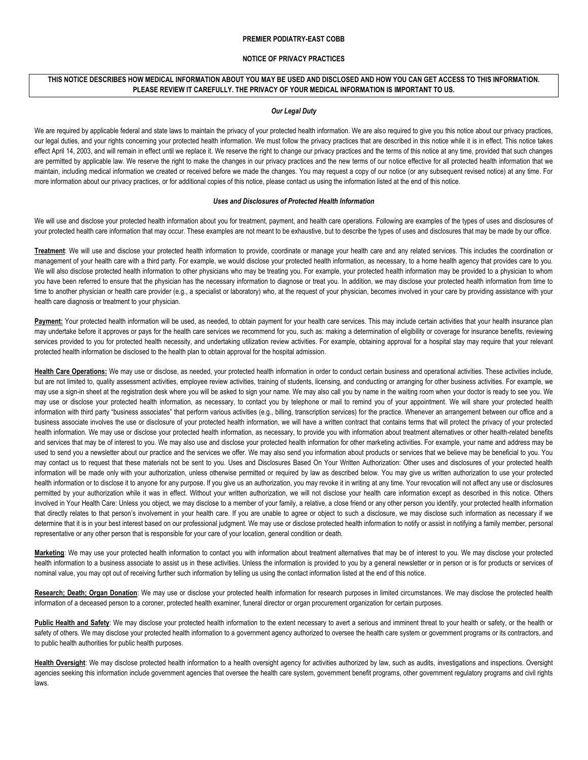**PREMIER PODIATRY-EAST COBB**

**NOTICE OF PRIVACY PRACTICES**

**THIS NOTICE DESCRIBES HOW MEDICAL INFORMATION ABOUT YOU MAY BE USED AND DISCLOSED AND HOW YOU CAN GET ACCESS TO THIS INFORMATION. PLEASE REVIEW IT CAREFULLY. THE PRIVACY OF YOUR MEDICAL INFORMATION IS IMPORTANT TO US.**

***Our Legal Duty***

We are required by applicable federal and state laws to maintain the privacy of your protected health information. We are also required to give you this notice about our privacy practices, our legal duties, and your rights concerning your protected health information. We must follow the privacy practices that are described in this notice while it is in effect. This notice takes effect April 14, 2003, and will remain in effect until we replace it. We reserve the right to change our privacy practices and the terms of this notice at any time, provided that such changes are permitted by applicable law. We reserve the right to make the changes in our privacy practices and the new terms of our notice effective for all protected health information that we maintain, including medical information we created or received before we made the changes. You may request a copy of our notice (or any subsequent revised notice) at any time. For more information about our privacy practices, or for additional copies of this notice, please contact us using the information listed at the end of this notice.

***Uses and Disclosures of Protected Health Information***

We will use and disclose your protected health information about you for treatment, payment, and health care operations. Following are examples of the types of uses and disclosures of your protected health care information that may occur. These examples are not meant to be exhaustive, but to describe the types of uses and disclosures that may be made by our office.

**Treatment**: We will use and disclose your protected health information to provide, coordinate or manage your health care and any related services. This includes the coordination or management of your health care with a third party. For example, we would disclose your protected health information, as necessary, to a home health agency that provides care to you. We will also disclose protected health information to other physicians who may be treating you. For example, your protected health information may be provided to a physician to whom you have been referred to ensure that the physician has the necessary information to diagnose or treat you. In addition, we may disclose your protected health information from time to time to another physician or health care provider (e.g., a specialist or laboratory) who, at the request of your physician, becomes involved in your care by providing assistance with your health care diagnosis or treatment to your physician.

**Payment:** Your protected health information will be used, as needed, to obtain payment for your health care services. This may include certain activities that your health insurance plan may undertake before it approves or pays for the health care services we recommend for you, such as: making a determination of eligibility or coverage for insurance benefits, reviewing services provided to you for protected health necessity, and undertaking utilization review activities. For example, obtaining approval for a hospital stay may require that your relevant protected health information be disclosed to the health plan to obtain approval for the hospital admission.

**Health Care Operations:** We may use or disclose, as needed, your protected health information in order to conduct certain business and operational activities. These activities include, but are not limited to, quality assessment activities, employee review activities, training of students, licensing, and conducting or arranging for other business activities. For example, we may use a sign-in sheet at the registration desk where you will be asked to sign your name. We may also call you by name in the waiting room when your doctor is ready to see you. We may use or disclose your protected health information, as necessary, to contact you by telephone or mail to remind you of your appointment. We will share your protected health information with third party "business associates" that perform various activities (e.g., billing, transcription services) for the practice. Whenever an arrangement between our office and a business associate involves the use or disclosure of your protected health information, we will have a written contract that contains terms that will protect the privacy of your protected health information. We may use or disclose your protected health information, as necessary, to provide you with information about treatment alternatives or other health-related benefits and services that may be of interest to you. We may also use and disclose your protected health information for other marketing activities. For example, your name and address may be used to send you a newsletter about our practice and the services we offer. We may also send you information about products or services that we believe may be beneficial to you. You may contact us to request that these materials not be sent to you. Uses and Disclosures Based On Your Written Authorization: Other uses and disclosures of your protected health information will be made only with your authorization, unless otherwise permitted or required by law as described below. You may give us written authorization to use your protected health information or to disclose it to anyone for any purpose. If you give us an authorization, you may revoke it in writing at any time. Your revocation will not affect any use or disclosures permitted by your authorization while it was in effect. Without your written authorization, we will not disclose your health care information except as described in this notice. Others Involved in Your Health Care: Unless you object, we may disclose to a member of your family, a relative, a close friend or any other person you identify, your protected health information that directly relates to that person's involvement in your health care. If you are unable to agree or object to such a disclosure, we may disclose such information as necessary if we determine that it is in your best interest based on our professional judgment. We may use or disclose protected health information to notify or assist in notifying a family member, personal representative or any other person that is responsible for your care of your location, general condition or death.

**Marketing**: We may use your protected health information to contact you with information about treatment alternatives that may be of interest to you. We may disclose your protected health information to a business associate to assist us in these activities. Unless the information is provided to you by a general newsletter or in person or is for products or services of nominal value, you may opt out of receiving further such information by telling us using the contact information listed at the end of this notice.

**Research; Death; Organ Donation**: We may use or disclose your protected health information for research purposes in limited circumstances. We may disclose the protected health information of a deceased person to a coroner, protected health examiner, funeral director or organ procurement organization for certain purposes.

**Public Health and Safety**: We may disclose your protected health information to the extent necessary to avert a serious and imminent threat to your health or safety, or the health or safety of others. We may disclose your protected health information to a government agency authorized to oversee the health care system or government programs or its contractors, and to public health authorities for public health purposes.

**Health Oversight**: We may disclose protected health information to a health oversight agency for activities authorized by law, such as audits, investigations and inspections. Oversight agencies seeking this information include government agencies that oversee the health care system, government benefit programs, other government regulatory programs and civil rights laws.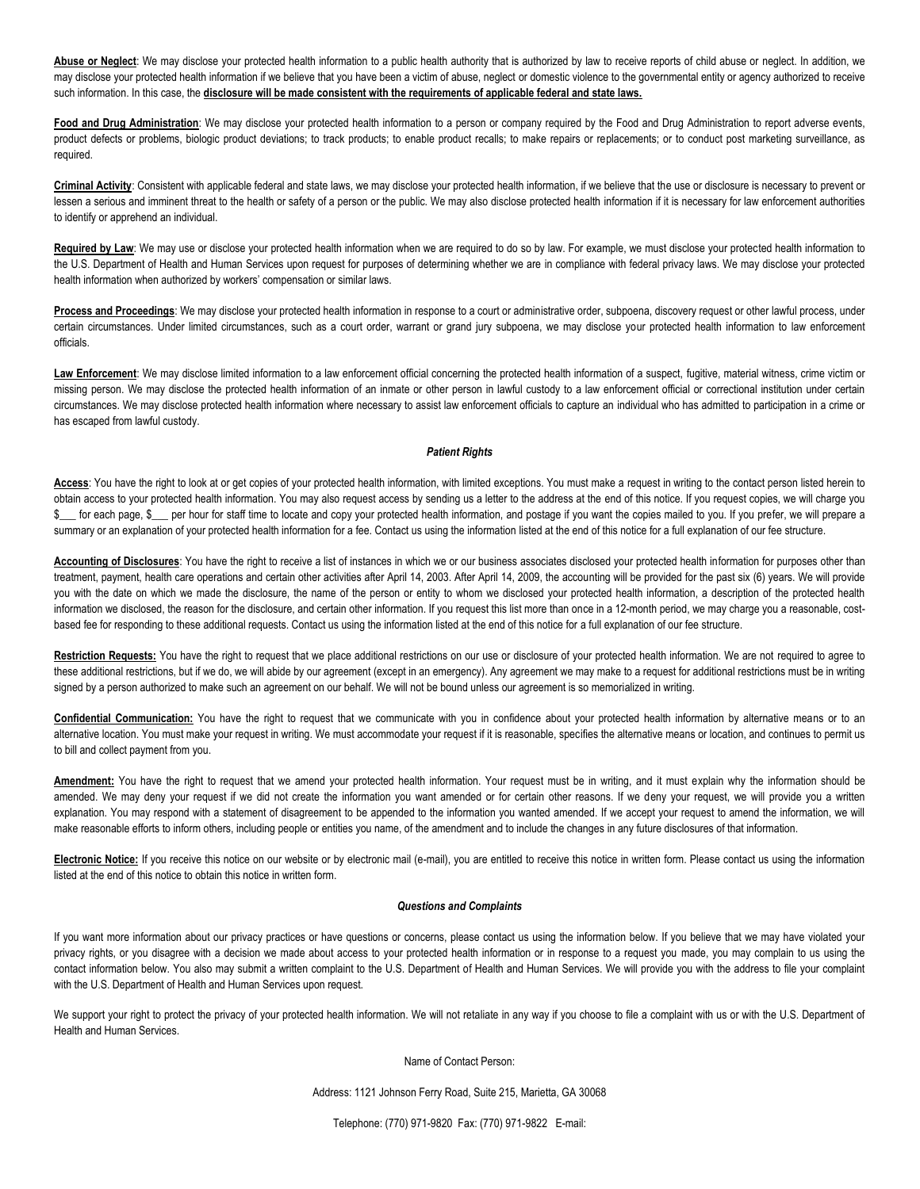**Abuse or Neglect**: We may disclose your protected health information to a public health authority that is authorized by law to receive reports of child abuse or neglect. In addition, we may disclose your protected health information if we believe that you have been a victim of abuse, neglect or domestic violence to the governmental entity or agency authorized to receive such information. In this case, the **disclosure will be made consistent with the requirements of applicable federal and state laws.**

**Food and Drug Administration**: We may disclose your protected health information to a person or company required by the Food and Drug Administration to report adverse events, product defects or problems, biologic product deviations; to track products; to enable product recalls; to make repairs or replacements; or to conduct post marketing surveillance, as required.

**Criminal Activity**: Consistent with applicable federal and state laws, we may disclose your protected health information, if we believe that the use or disclosure is necessary to prevent or lessen a serious and imminent threat to the health or safety of a person or the public. We may also disclose protected health information if it is necessary for law enforcement authorities to identify or apprehend an individual.

**Required by Law**: We may use or disclose your protected health information when we are required to do so by law. For example, we must disclose your protected health information to the U.S. Department of Health and Human Services upon request for purposes of determining whether we are in compliance with federal privacy laws. We may disclose your protected health information when authorized by workers' compensation or similar laws.

**Process and Proceedings**: We may disclose your protected health information in response to a court or administrative order, subpoena, discovery request or other lawful process, under certain circumstances. Under limited circumstances, such as a court order, warrant or grand jury subpoena, we may disclose your protected health information to law enforcement officials.

**Law Enforcement**: We may disclose limited information to a law enforcement official concerning the protected health information of a suspect, fugitive, material witness, crime victim or missing person. We may disclose the protected health information of an inmate or other person in lawful custody to a law enforcement official or correctional institution under certain circumstances. We may disclose protected health information where necessary to assist law enforcement officials to capture an individual who has admitted to participation in a crime or has escaped from lawful custody.

### *Patient Rights*

**Access**: You have the right to look at or get copies of your protected health information, with limited exceptions. You must make a request in writing to the contact person listed herein to obtain access to your protected health information. You may also request access by sending us a letter to the address at the end of this notice. If you request copies, we will charge you $___ for each page, $___ per hour for staff time to locate and copy your protected health information, and postage if you want the copies mailed to you. If you prefer, we will prepare a summary or an explanation of your protected health information for a fee. Contact us using the information listed at the end of this notice for a full explanation of our fee structure.

**Accounting of Disclosures**: You have the right to receive a list of instances in which we or our business associates disclosed your protected health information for purposes other than treatment, payment, health care operations and certain other activities after April 14, 2003. After April 14, 2009, the accounting will be provided for the past six (6) years. We will provide you with the date on which we made the disclosure, the name of the person or entity to whom we disclosed your protected health information, a description of the protected health information we disclosed, the reason for the disclosure, and certain other information. If you request this list more than once in a 12-month period, we may charge you a reasonable, cost-based fee for responding to these additional requests. Contact us using the information listed at the end of this notice for a full explanation of our fee structure.

**Restriction Requests:** You have the right to request that we place additional restrictions on our use or disclosure of your protected health information. We are not required to agree to these additional restrictions, but if we do, we will abide by our agreement (except in an emergency). Any agreement we may make to a request for additional restrictions must be in writing signed by a person authorized to make such an agreement on our behalf. We will not be bound unless our agreement is so memorialized in writing.

**Confidential Communication:** You have the right to request that we communicate with you in confidence about your protected health information by alternative means or to an alternative location. You must make your request in writing. We must accommodate your request if it is reasonable, specifies the alternative means or location, and continues to permit us to bill and collect payment from you.

**Amendment:** You have the right to request that we amend your protected health information. Your request must be in writing, and it must explain why the information should be amended. We may deny your request if we did not create the information you want amended or for certain other reasons. If we deny your request, we will provide you a written explanation. You may respond with a statement of disagreement to be appended to the information you wanted amended. If we accept your request to amend the information, we will make reasonable efforts to inform others, including people or entities you name, of the amendment and to include the changes in any future disclosures of that information.

**Electronic Notice:** If you receive this notice on our website or by electronic mail (e-mail), you are entitled to receive this notice in written form. Please contact us using the information listed at the end of this notice to obtain this notice in written form.

### *Questions and Complaints*

If you want more information about our privacy practices or have questions or concerns, please contact us using the information below. If you believe that we may have violated your privacy rights, or you disagree with a decision we made about access to your protected health information or in response to a request you made, you may complain to us using the contact information below. You also may submit a written complaint to the U.S. Department of Health and Human Services. We will provide you with the address to file your complaint with the U.S. Department of Health and Human Services upon request.

We support your right to protect the privacy of your protected health information. We will not retaliate in any way if you choose to file a complaint with us or with the U.S. Department of Health and Human Services.

Name of Contact Person:

Address: 1121 Johnson Ferry Road, Suite 215, Marietta, GA 30068

Telephone: (770) 971-9820 Fax: (770) 971-9822 E-mail: